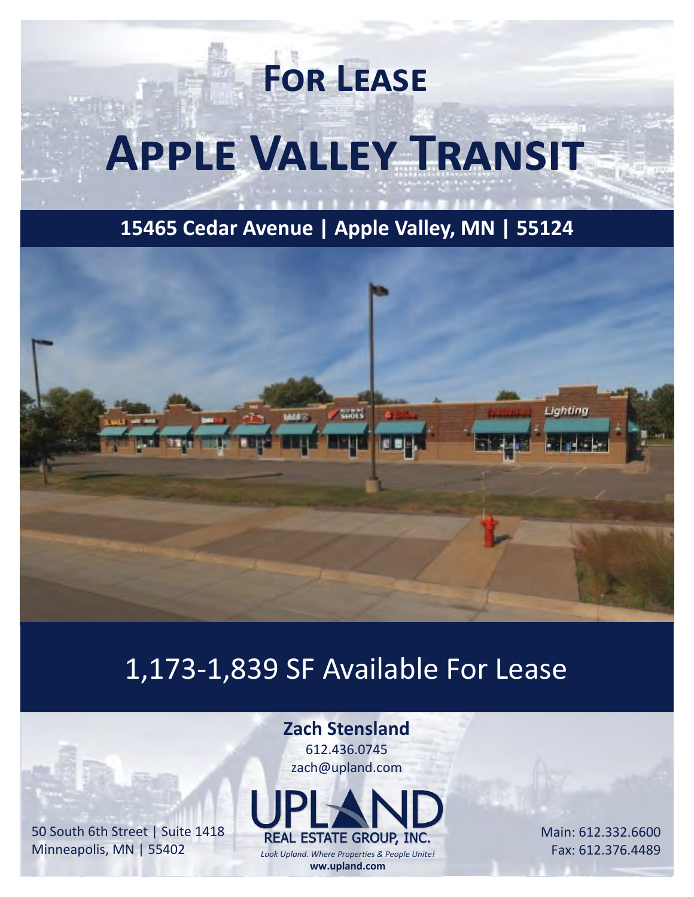## For Lease

# Apple Valley Transit

**15465 Cedar Avenue | Apple Valley, MN | 55124**

## 1,173-1,839 SF Available For Lease

**Zach Stensland**
612.436.0745
zach@upland.com

UPLAND
REAL ESTATE GROUP, INC.
*Look Upland. Where Properties & People Unite!*
**www.upland.com**

50 South 6th Street | Suite 1418
Minneapolis, MN | 55402

Main: 612.332.6600
Fax: 612.376.4489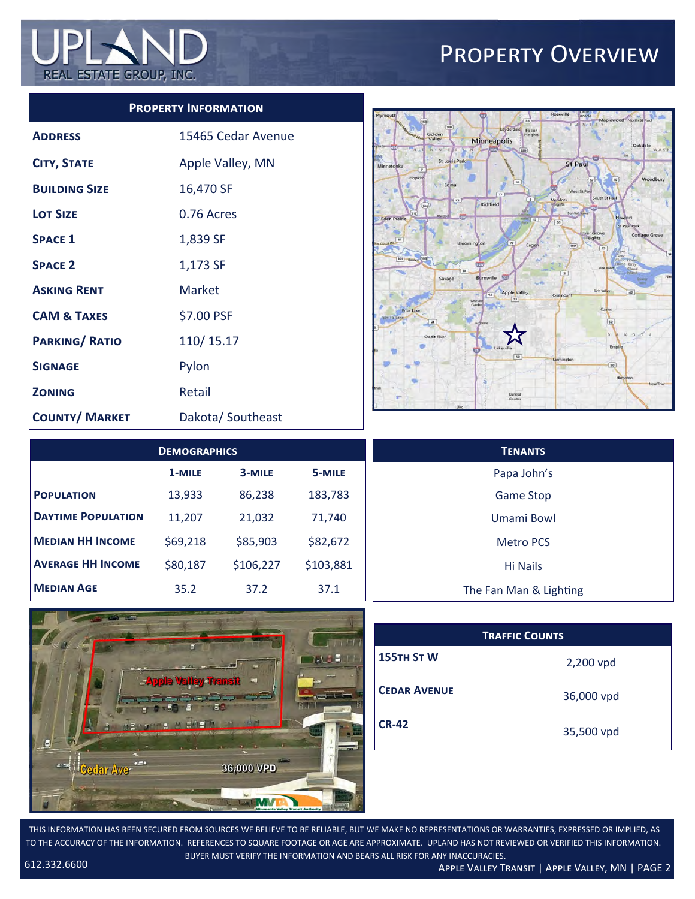# Property Overview

UPLAND REAL ESTATE GROUP, INC.

| Property Information | |
|---|---|
| **Address** | 15465 Cedar Avenue |
| **City, State** | Apple Valley, MN |
| **Building Size** | 16,470 SF |
| **Lot Size** | 0.76 Acres |
| **Space 1** | 1,839 SF |
| **Space 2** | 1,173 SF |
| **Asking Rent** | Market |
| **CAM & Taxes** | $7.00 PSF |
| **Parking/ Ratio** | 110/ 15.17 |
| **Signage** | Pylon |
| **Zoning** | Retail |
| **County/ Market** | Dakota/ Southeast |

| Demographics | 1-Mile | 3-Mile | 5-Mile |
|---|---|---|---|
| **Population** | 13,933 | 86,238 | 183,783 |
| **Daytime Population** | 11,207 | 21,032 | 71,740 |
| **Median HH Income** | $69,218 | $85,903 | $82,672 |
| **Average HH Income** | $80,187 | $106,227 | $103,881 |
| **Median Age** | 35.2 | 37.2 | 37.1 |

| Tenants |
|---|
| Papa John's |
| Game Stop |
| Umami Bowl |
| Metro PCS |
| Hi Nails |
| The Fan Man & Lighting |

| Traffic Counts | |
|---|---|
| **155th St W** | 2,200 vpd |
| **Cedar Avenue** | 36,000 vpd |
| **CR-42** | 35,500 vpd |

THIS INFORMATION HAS BEEN SECURED FROM SOURCES WE BELIEVE TO BE RELIABLE, BUT WE MAKE NO REPRESENTATIONS OR WARRANTIES, EXPRESSED OR IMPLIED, AS TO THE ACCURACY OF THE INFORMATION. REFERENCES TO SQUARE FOOTAGE OR AGE ARE APPROXIMATE. UPLAND HAS NOT REVIEWED OR VERIFIED THIS INFORMATION. BUYER MUST VERIFY THE INFORMATION AND BEARS ALL RISK FOR ANY INACCURACIES.

612.332.6600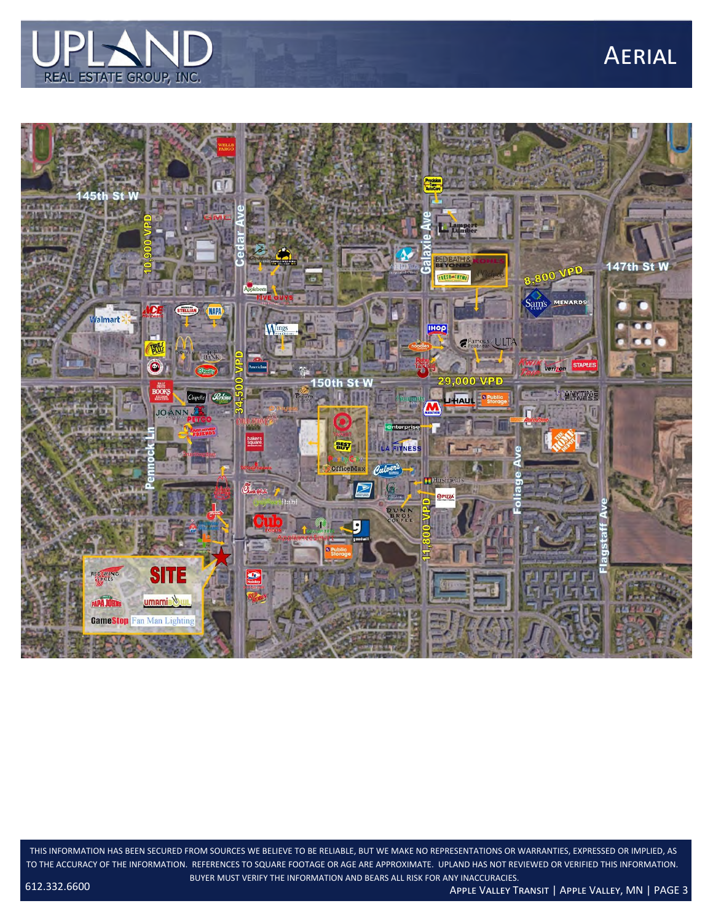# Aerial

145th St W

10,900 VPD

Cedar Ave

34,500 VPD

Galaxie Ave

11,800 VPD

147th St W

8,800 VPD

150th St W

29,000 VPD

Pennock Ln

Foliage Ave

Flagstaff Ave

SITE

Red Wing Shoes

Papa John's

umami Bowl

GameStop

Fan Man Lighting

THIS INFORMATION HAS BEEN SECURED FROM SOURCES WE BELIEVE TO BE RELIABLE, BUT WE MAKE NO REPRESENTATIONS OR WARRANTIES, EXPRESSED OR IMPLIED, AS TO THE ACCURACY OF THE INFORMATION. REFERENCES TO SQUARE FOOTAGE OR AGE ARE APPROXIMATE. UPLAND HAS NOT REVIEWED OR VERIFIED THIS INFORMATION. BUYER MUST VERIFY THE INFORMATION AND BEARS ALL RISK FOR ANY INACCURACIES.

612.332.6600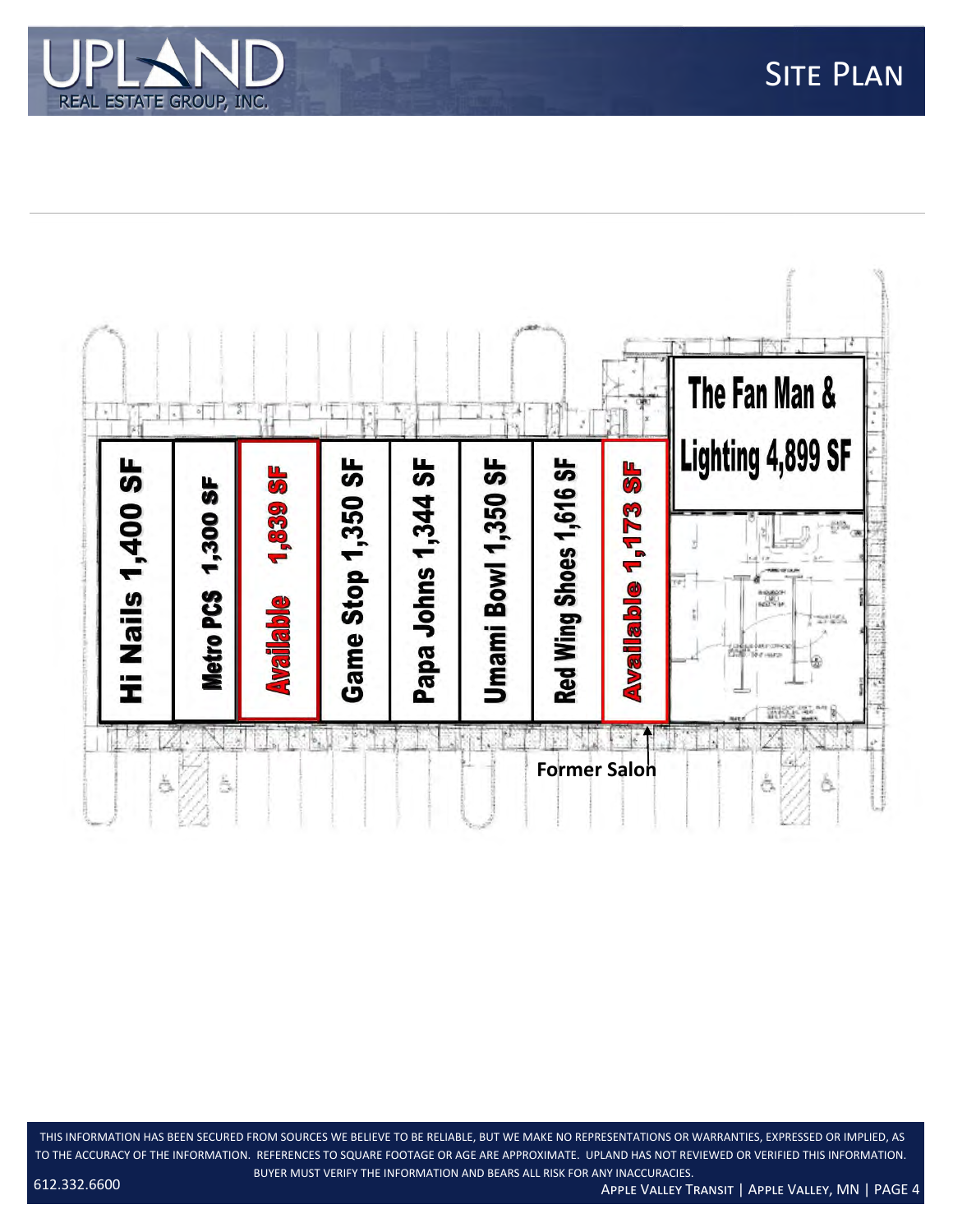# Site Plan

Hi Nails 1,400 SF

Metro PCS 1,300 SF

Available 1,839 SF

Game Stop 1,350 SF

Papa Johns 1,344 SF

Umami Bowl 1,350 SF

Red Wing Shoes 1,616 SF

Available 1,173 SF

The Fan Man & Lighting 4,899 SF

Former Salon

THIS INFORMATION HAS BEEN SECURED FROM SOURCES WE BELIEVE TO BE RELIABLE, BUT WE MAKE NO REPRESENTATIONS OR WARRANTIES, EXPRESSED OR IMPLIED, AS TO THE ACCURACY OF THE INFORMATION. REFERENCES TO SQUARE FOOTAGE OR AGE ARE APPROXIMATE. UPLAND HAS NOT REVIEWED OR VERIFIED THIS INFORMATION. BUYER MUST VERIFY THE INFORMATION AND BEARS ALL RISK FOR ANY INACCURACIES.

612.332.6600